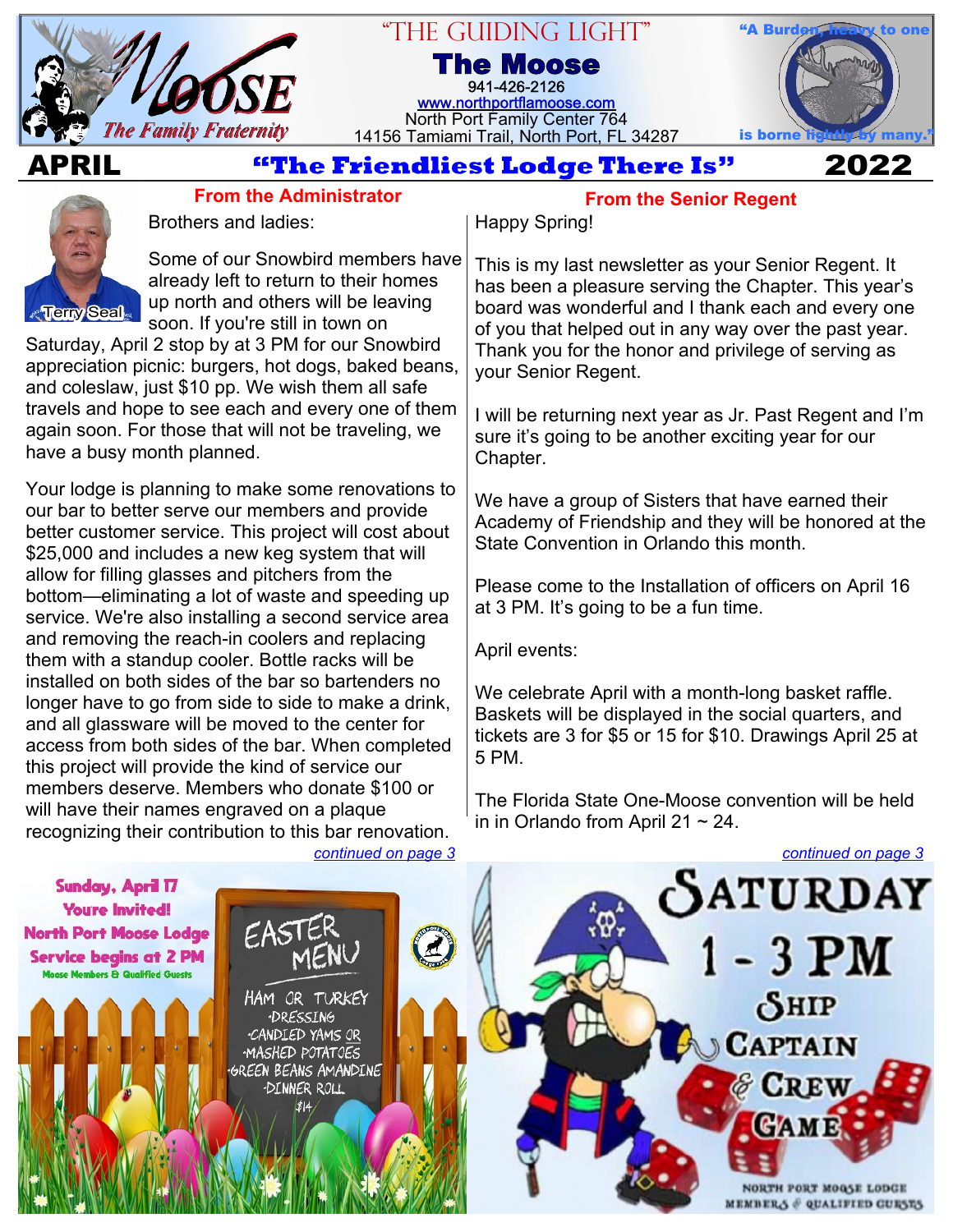# "THE GUIDING LIGHT"

## The Moose

941-426-2126
www.northportflamoose.com
North Port Family Center 764
14156 Tamiami Trail, North Port, FL 34287

*The Family Fraternity*

"A Burden, heavy to one is borne lightly by many."

**APRIL** **"The Friendliest Lodge There Is"** **2022**

### From the Administrator

Terry Seal

Brothers and ladies:

Some of our Snowbird members have already left to return to their homes up north and others will be leaving soon. If you're still in town on Saturday, April 2 stop by at 3 PM for our Snowbird appreciation picnic: burgers, hot dogs, baked beans, and coleslaw, just $10 pp. We wish them all safe travels and hope to see each and every one of them again soon. For those that will not be traveling, we have a busy month planned.

Your lodge is planning to make some renovations to our bar to better serve our members and provide better customer service. This project will cost about $25,000 and includes a new keg system that will allow for filling glasses and pitchers from the bottom—eliminating a lot of waste and speeding up service. We're also installing a second service area and removing the reach-in coolers and replacing them with a standup cooler. Bottle racks will be installed on both sides of the bar so bartenders no longer have to go from side to side to make a drink, and all glassware will be moved to the center for access from both sides of the bar. When completed this project will provide the kind of service our members deserve. Members who donate $100 or will have their names engraved on a plaque recognizing their contribution to this bar renovation.

*continued on page 3*

### From the Senior Regent

Happy Spring!

This is my last newsletter as your Senior Regent. It has been a pleasure serving the Chapter. This year's board was wonderful and I thank each and every one of you that helped out in any way over the past year. Thank you for the honor and privilege of serving as your Senior Regent.

I will be returning next year as Jr. Past Regent and I'm sure it's going to be another exciting year for our Chapter.

We have a group of Sisters that have earned their Academy of Friendship and they will be honored at the State Convention in Orlando this month.

Please come to the Installation of officers on April 16 at 3 PM. It's going to be a fun time.

April events:

We celebrate April with a month-long basket raffle. Baskets will be displayed in the social quarters, and tickets are 3 for $5 or 15 for $10. Drawings April 25 at 5 PM.

The Florida State One-Moose convention will be held in in Orlando from April 21 ~ 24.

*continued on page 3*

**Sunday, April 17**
**Youre Invited!**
**North Port Moose Lodge**
**Service begins at 2 PM**
Moose Members & Qualified Guests

**EASTER MENU**
- HAM OR TURKEY
- DRESSING
- CANDIED YAMS OR
- MASHED POTATOES
- GREEN BEANS AMANDINE
- DINNER ROLL

$14

**SATURDAY 1 - 3 PM**
**SHIP CAPTAIN & CREW GAME**
NORTH PORT MOOSE LODGE MEMBERS & QUALIFIED GUESTS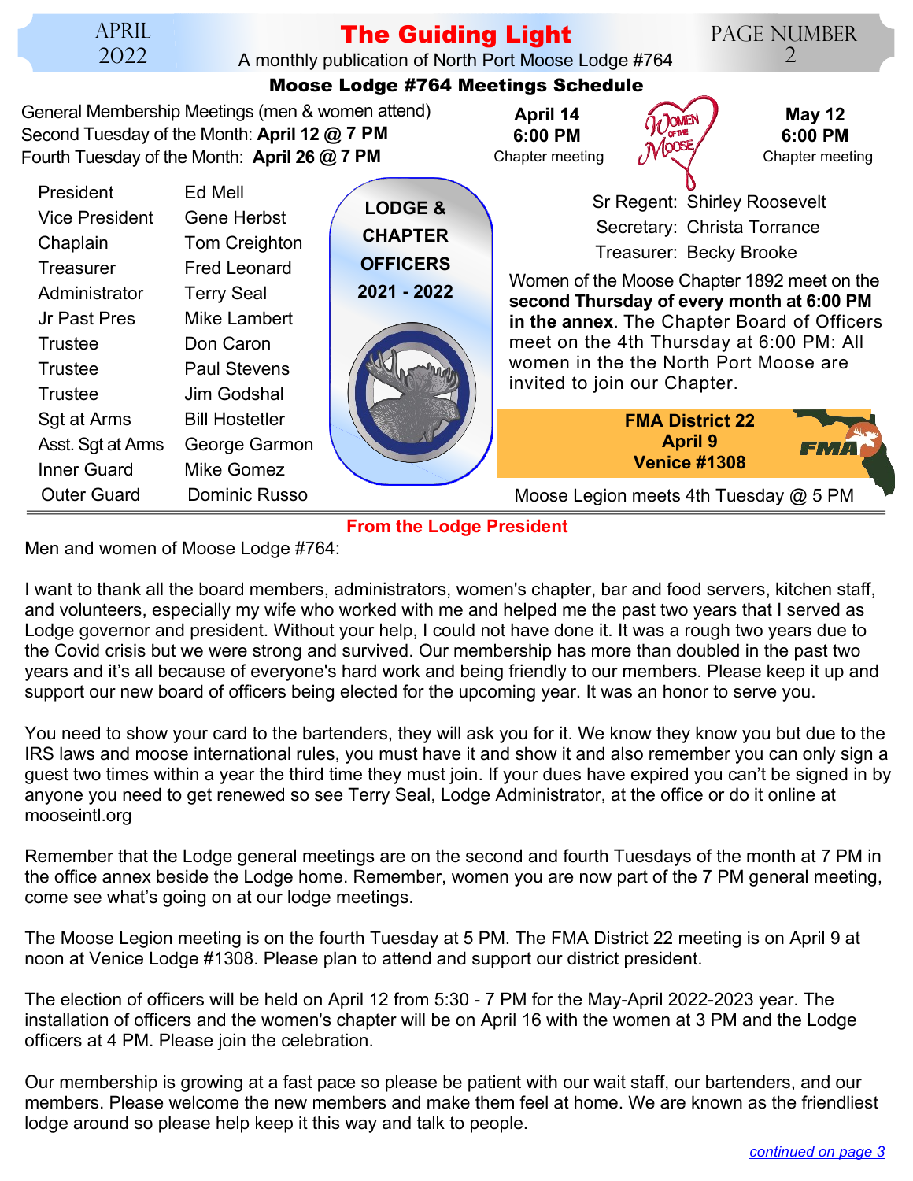## Moose Lodge #764 Meetings Schedule

General Membership Meetings (men & women attend)
Second Tuesday of the Month: **April 12 @ 7 PM**
Fourth Tuesday of the Month: **April 26 @ 7 PM**

**April 14**
**6:00 PM**
Chapter meeting

**May 12**
**6:00 PM**
Chapter meeting

### LODGE & CHAPTER OFFICERS 2021 - 2022

| Office | Name |
|---|---|
| President | Ed Mell |
| Vice President | Gene Herbst |
| Chaplain | Tom Creighton |
| Treasurer | Fred Leonard |
| Administrator | Terry Seal |
| Jr Past Pres | Mike Lambert |
| Trustee | Don Caron |
| Trustee | Paul Stevens |
| Trustee | Jim Godshal |
| Sgt at Arms | Bill Hostetler |
| Asst. Sgt at Arms | George Garmon |
| Inner Guard | Mike Gomez |
| Outer Guard | Dominic Russo |

Sr Regent: Shirley Roosevelt
Secretary: Christa Torrance
Treasurer: Becky Brooke

Women of the Moose Chapter 1892 meet on the **second Thursday of every month at 6:00 PM in the annex**. The Chapter Board of Officers meet on the 4th Thursday at 6:00 PM: All women in the the North Port Moose are invited to join our Chapter.

**FMA District 22**
**April 9**
**Venice #1308**

Moose Legion meets 4th Tuesday @ 5 PM

## From the Lodge President

Men and women of Moose Lodge #764:

I want to thank all the board members, administrators, women's chapter, bar and food servers, kitchen staff, and volunteers, especially my wife who worked with me and helped me the past two years that I served as Lodge governor and president. Without your help, I could not have done it. It was a rough two years due to the Covid crisis but we were strong and survived. Our membership has more than doubled in the past two years and it's all because of everyone's hard work and being friendly to our members. Please keep it up and support our new board of officers being elected for the upcoming year. It was an honor to serve you.

You need to show your card to the bartenders, they will ask you for it. We know they know you but due to the IRS laws and moose international rules, you must have it and show it and also remember you can only sign a guest two times within a year the third time they must join. If your dues have expired you can't be signed in by anyone you need to get renewed so see Terry Seal, Lodge Administrator, at the office or do it online at mooseintl.org

Remember that the Lodge general meetings are on the second and fourth Tuesdays of the month at 7 PM in the office annex beside the Lodge home. Remember, women you are now part of the 7 PM general meeting, come see what's going on at our lodge meetings.

The Moose Legion meeting is on the fourth Tuesday at 5 PM. The FMA District 22 meeting is on April 9 at noon at Venice Lodge #1308. Please plan to attend and support our district president.

The election of officers will be held on April 12 from 5:30 - 7 PM for the May-April 2022-2023 year. The installation of officers and the women's chapter will be on April 16 with the women at 3 PM and the Lodge officers at 4 PM. Please join the celebration.

Our membership is growing at a fast pace so please be patient with our wait staff, our bartenders, and our members. Please welcome the new members and make them feel at home. We are known as the friendliest lodge around so please help keep it this way and talk to people.

*continued on page 3*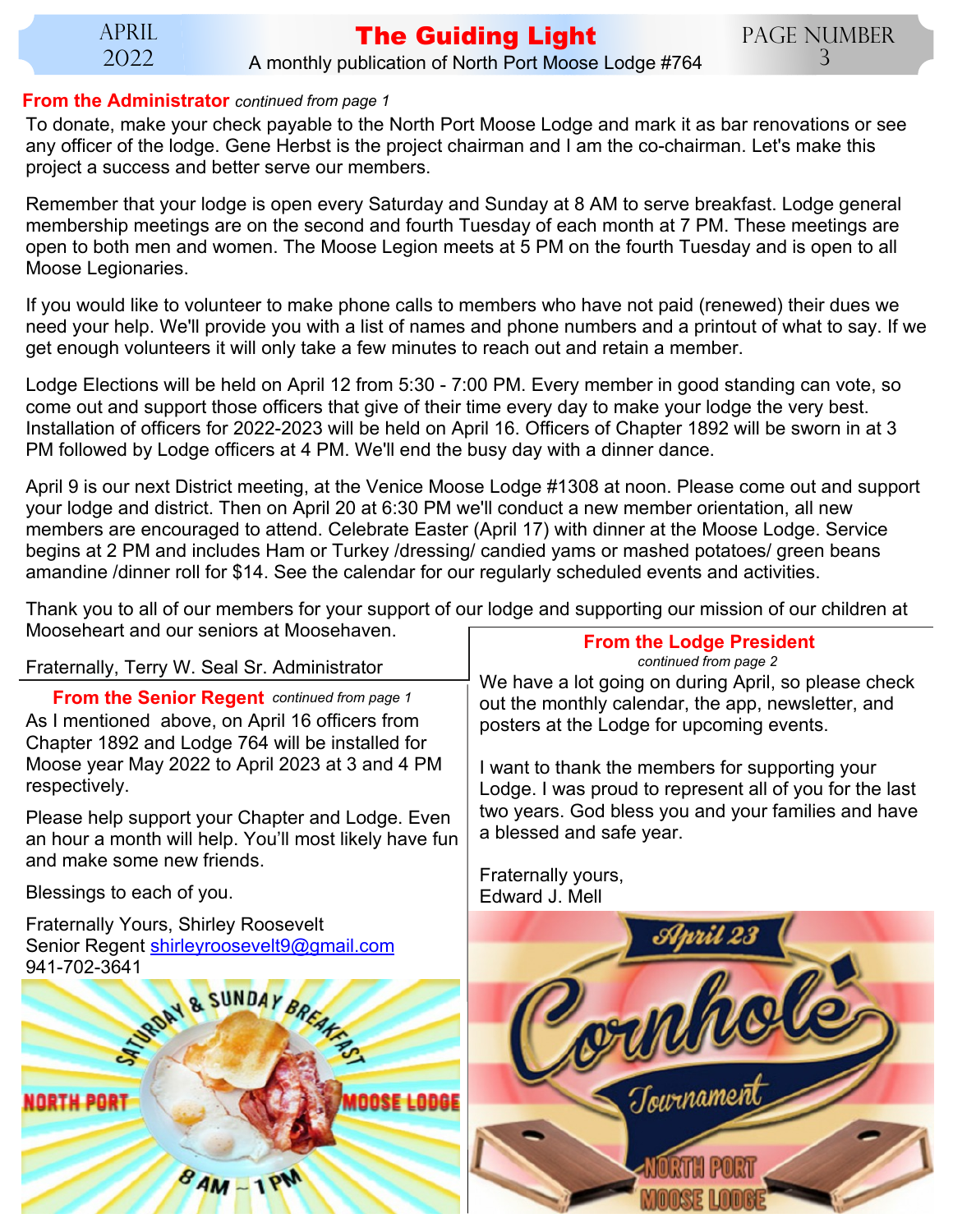## From the Administrator *continued from page 1*

To donate, make your check payable to the North Port Moose Lodge and mark it as bar renovations or see any officer of the lodge. Gene Herbst is the project chairman and I am the co-chairman. Let's make this project a success and better serve our members.

Remember that your lodge is open every Saturday and Sunday at 8 AM to serve breakfast. Lodge general membership meetings are on the second and fourth Tuesday of each month at 7 PM. These meetings are open to both men and women. The Moose Legion meets at 5 PM on the fourth Tuesday and is open to all Moose Legionaries.

If you would like to volunteer to make phone calls to members who have not paid (renewed) their dues we need your help. We'll provide you with a list of names and phone numbers and a printout of what to say. If we get enough volunteers it will only take a few minutes to reach out and retain a member.

Lodge Elections will be held on April 12 from 5:30 - 7:00 PM. Every member in good standing can vote, so come out and support those officers that give of their time every day to make your lodge the very best. Installation of officers for 2022-2023 will be held on April 16. Officers of Chapter 1892 will be sworn in at 3 PM followed by Lodge officers at 4 PM. We'll end the busy day with a dinner dance.

April 9 is our next District meeting, at the Venice Moose Lodge #1308 at noon. Please come out and support your lodge and district. Then on April 20 at 6:30 PM we'll conduct a new member orientation, all new members are encouraged to attend. Celebrate Easter (April 17) with dinner at the Moose Lodge. Service begins at 2 PM and includes Ham or Turkey /dressing/ candied yams or mashed potatoes/ green beans amandine /dinner roll for $14. See the calendar for our regularly scheduled events and activities.

Thank you to all of our members for your support of our lodge and supporting our mission of our children at Mooseheart and our seniors at Moosehaven.

Fraternally, Terry W. Seal Sr. Administrator

## From the Senior Regent *continued from page 1*

As I mentioned above, on April 16 officers from Chapter 1892 and Lodge 764 will be installed for Moose year May 2022 to April 2023 at 3 and 4 PM respectively.

Please help support your Chapter and Lodge. Even an hour a month will help. You'll most likely have fun and make some new friends.

Blessings to each of you.

Fraternally Yours, Shirley Roosevelt
Senior Regent shirleyroosevelt9@gmail.com
941-702-3641

SATURDAY & SUNDAY BREAKFAST
NORTH PORT MOOSE LODGE
8 AM ~ 1 PM

## From the Lodge President

*continued from page 2*

We have a lot going on during April, so please check out the monthly calendar, the app, newsletter, and posters at the Lodge for upcoming events.

I want to thank the members for supporting your Lodge. I was proud to represent all of you for the last two years. God bless you and your families and have a blessed and safe year.

Fraternally yours,
Edward J. Mell

April 23
Cornhole Tournament
NORTH PORT MOOSE LODGE